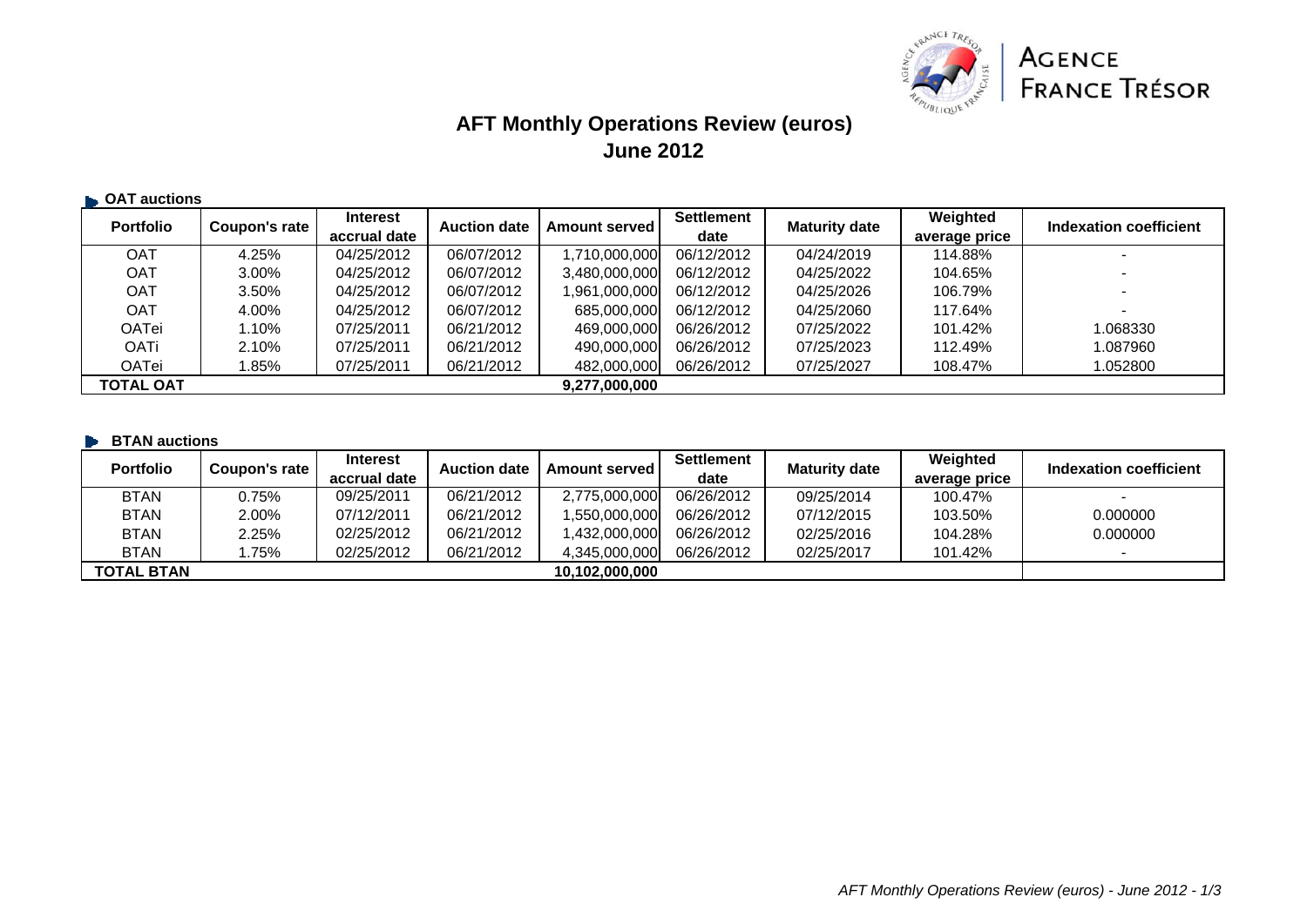AGENCE FRANCE TRÉSOR

# AFT Monthly Operations Review (euros)
## June 2012

### OAT auctions

| Portfolio | Coupon's rate | Interest accrual date | Auction date | Amount served | Settlement date | Maturity date | Weighted average price | Indexation coefficient |
|---|---|---|---|---|---|---|---|---|
| OAT | 4.25% | 04/25/2012 | 06/07/2012 | 1,710,000,000 | 06/12/2012 | 04/24/2019 | 114.88% | - |
| OAT | 3.00% | 04/25/2012 | 06/07/2012 | 3,480,000,000 | 06/12/2012 | 04/25/2022 | 104.65% | - |
| OAT | 3.50% | 04/25/2012 | 06/07/2012 | 1,961,000,000 | 06/12/2012 | 04/25/2026 | 106.79% | - |
| OAT | 4.00% | 04/25/2012 | 06/07/2012 | 685,000,000 | 06/12/2012 | 04/25/2060 | 117.64% | - |
| OATei | 1.10% | 07/25/2011 | 06/21/2012 | 469,000,000 | 06/26/2012 | 07/25/2022 | 101.42% | 1.068330 |
| OATi | 2.10% | 07/25/2011 | 06/21/2012 | 490,000,000 | 06/26/2012 | 07/25/2023 | 112.49% | 1.087960 |
| OATei | 1.85% | 07/25/2011 | 06/21/2012 | 482,000,000 | 06/26/2012 | 07/25/2027 | 108.47% | 1.052800 |
| **TOTAL OAT** | | | | **9,277,000,000** | | | | |

### BTAN auctions

| Portfolio | Coupon's rate | Interest accrual date | Auction date | Amount served | Settlement date | Maturity date | Weighted average price | Indexation coefficient |
|---|---|---|---|---|---|---|---|---|
| BTAN | 0.75% | 09/25/2011 | 06/21/2012 | 2,775,000,000 | 06/26/2012 | 09/25/2014 | 100.47% | - |
| BTAN | 2.00% | 07/12/2011 | 06/21/2012 | 1,550,000,000 | 06/26/2012 | 07/12/2015 | 103.50% | 0.000000 |
| BTAN | 2.25% | 02/25/2012 | 06/21/2012 | 1,432,000,000 | 06/26/2012 | 02/25/2016 | 104.28% | 0.000000 |
| BTAN | 1.75% | 02/25/2012 | 06/21/2012 | 4,345,000,000 | 06/26/2012 | 02/25/2017 | 101.42% | - |
| **TOTAL BTAN** | | | | **10,102,000,000** | | | | |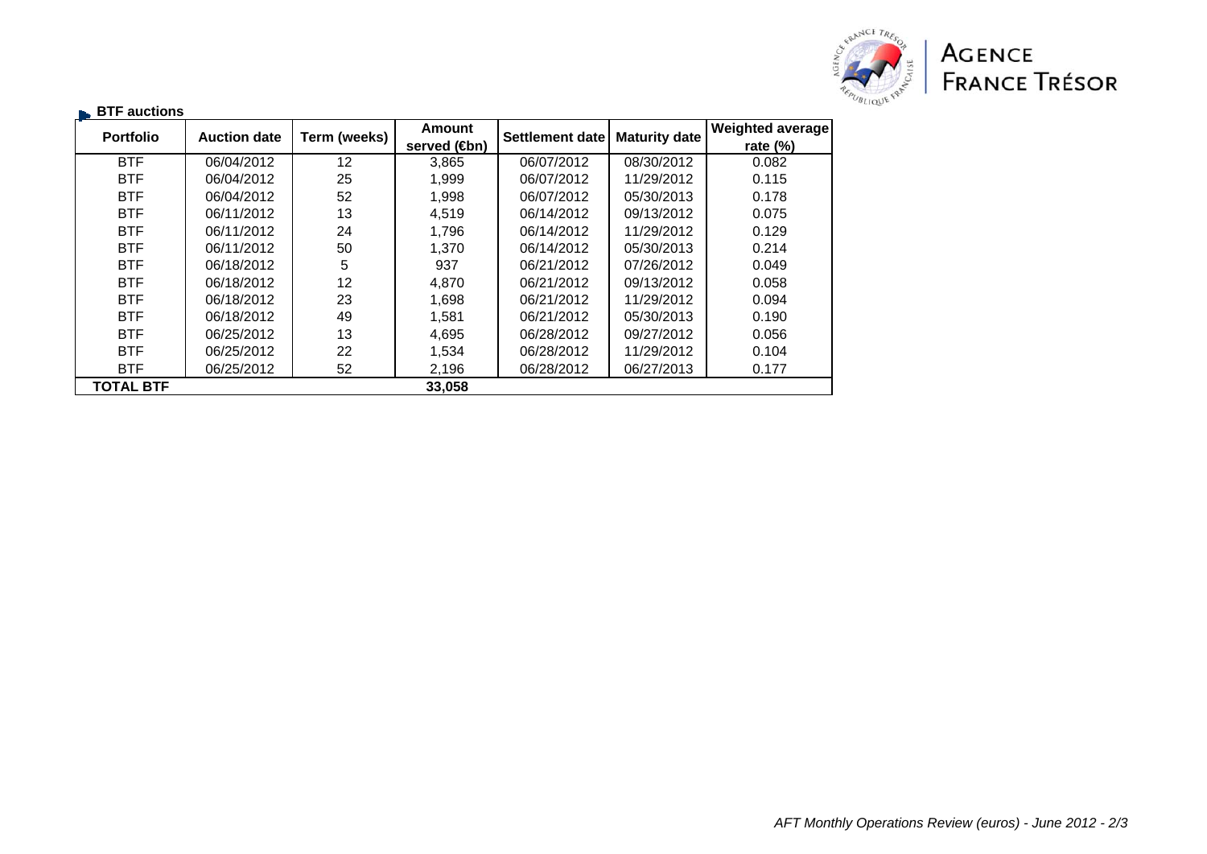## BTF auctions

| Portfolio | Auction date | Term (weeks) | Amount served (€bn) | Settlement date | Maturity date | Weighted average rate (%) |
|---|---|---|---|---|---|---|
| BTF | 06/04/2012 | 12 | 3,865 | 06/07/2012 | 08/30/2012 | 0.082 |
| BTF | 06/04/2012 | 25 | 1,999 | 06/07/2012 | 11/29/2012 | 0.115 |
| BTF | 06/04/2012 | 52 | 1,998 | 06/07/2012 | 05/30/2013 | 0.178 |
| BTF | 06/11/2012 | 13 | 4,519 | 06/14/2012 | 09/13/2012 | 0.075 |
| BTF | 06/11/2012 | 24 | 1,796 | 06/14/2012 | 11/29/2012 | 0.129 |
| BTF | 06/11/2012 | 50 | 1,370 | 06/14/2012 | 05/30/2013 | 0.214 |
| BTF | 06/18/2012 | 5 | 937 | 06/21/2012 | 07/26/2012 | 0.049 |
| BTF | 06/18/2012 | 12 | 4,870 | 06/21/2012 | 09/13/2012 | 0.058 |
| BTF | 06/18/2012 | 23 | 1,698 | 06/21/2012 | 11/29/2012 | 0.094 |
| BTF | 06/18/2012 | 49 | 1,581 | 06/21/2012 | 05/30/2013 | 0.190 |
| BTF | 06/25/2012 | 13 | 4,695 | 06/28/2012 | 09/27/2012 | 0.056 |
| BTF | 06/25/2012 | 22 | 1,534 | 06/28/2012 | 11/29/2012 | 0.104 |
| BTF | 06/25/2012 | 52 | 2,196 | 06/28/2012 | 06/27/2013 | 0.177 |
| **TOTAL BTF** | | | **33,058** | | | |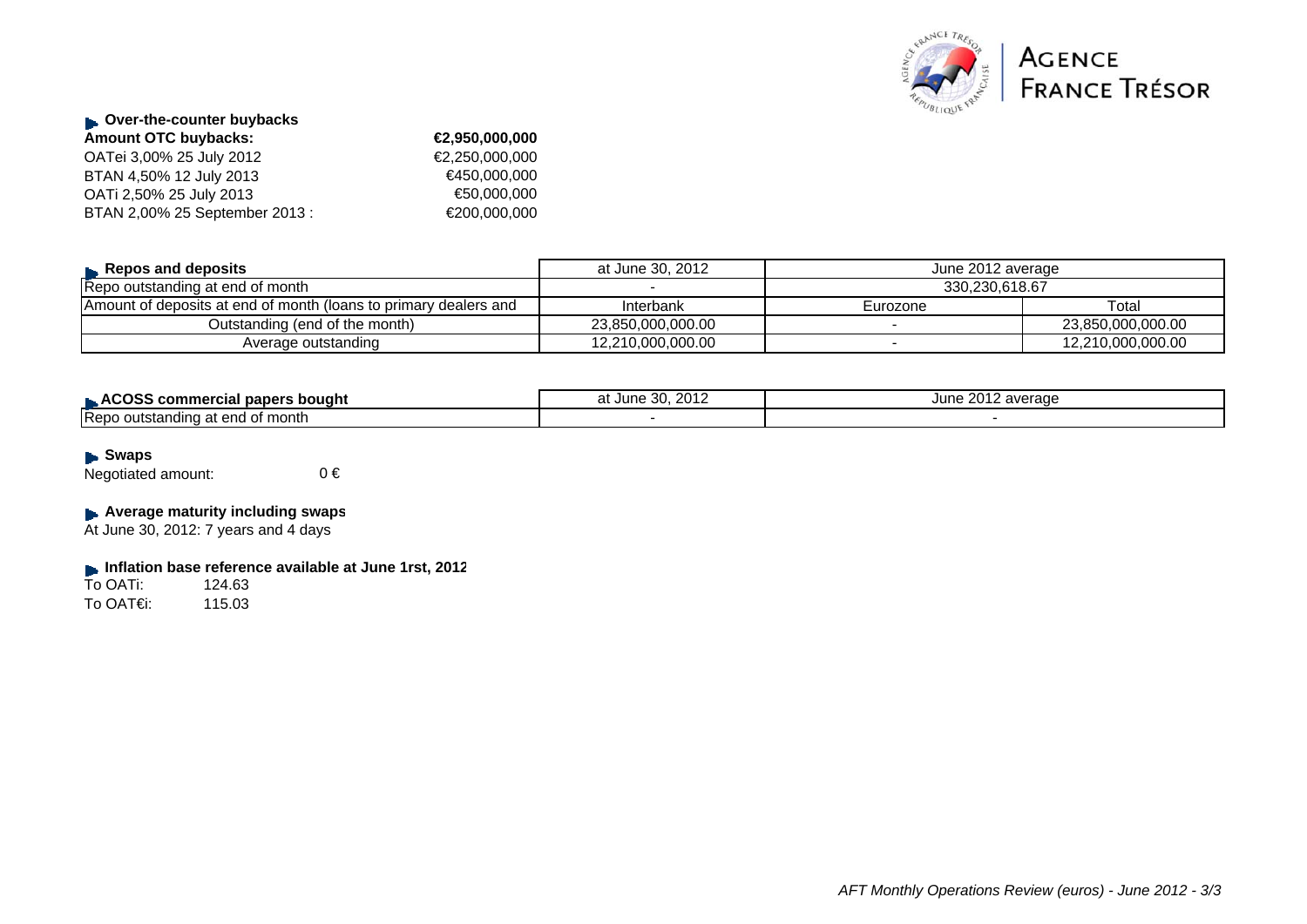## Over-the-counter buybacks

| | |
|---|---|
| **Amount OTC buybacks:** | **€2,950,000,000** |
| OATei 3,00% 25 July 2012 | €2,250,000,000 |
| BTAN 4,50% 12 July 2013 | €450,000,000 |
| OATi 2,50% 25 July 2013 | €50,000,000 |
| BTAN 2,00% 25 September 2013 : | €200,000,000 |

## Repos and deposits

| Repos and deposits | at June 30, 2012 | June 2012 average | |
|---|---|---|---|
| Repo outstanding at end of month | - | 330,230,618.67 | |
| Amount of deposits at end of month (loans to primary dealers and | Interbank | Eurozone | Total |
| Outstanding (end of the month) | 23,850,000,000.00 | - | 23,850,000,000.00 |
| Average outstanding | 12,210,000,000.00 | - | 12,210,000,000.00 |

## ACOSS commercial papers bought

| ACOSS commercial papers bought | at June 30, 2012 | June 2012 average |
|---|---|---|
| Repo outstanding at end of month | - | - |

## Swaps

Negotiated amount: 0 €

## Average maturity including swaps

At June 30, 2012: 7 years and 4 days

## Inflation base reference available at June 1rst, 2012

| | |
|---|---|
| To OATi: | 124.63 |
| To OAT€i: | 115.03 |